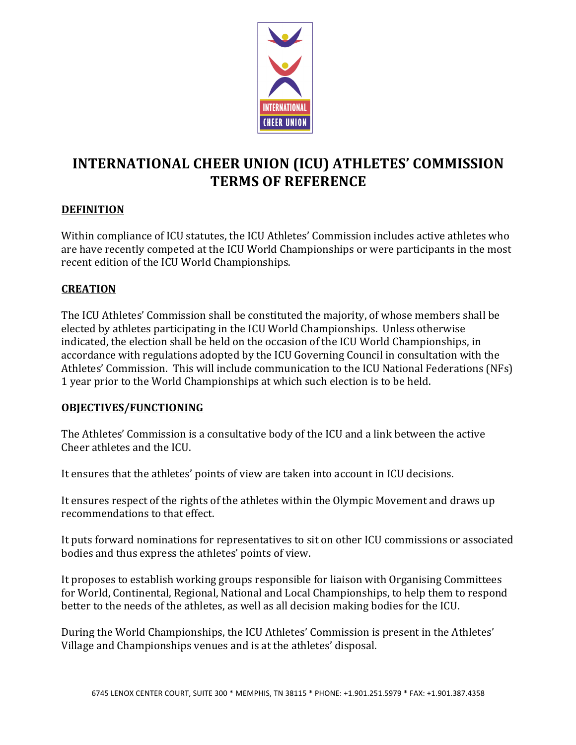# INTERNATIONAL CHEER UNION (ICU) ATHLETES' COMMISSION TERMS OF REFERENCE

## DEFINITION

Within compliance of ICU statutes, the ICU Athletes' Commission includes active athletes who are have recently competed at the ICU World Championships or were participants in the most recent edition of the ICU World Championships.

## CREATION

The ICU Athletes' Commission shall be constituted the majority, of whose members shall be elected by athletes participating in the ICU World Championships. Unless otherwise indicated, the election shall be held on the occasion of the ICU World Championships, in accordance with regulations adopted by the ICU Governing Council in consultation with the Athletes' Commission. This will include communication to the ICU National Federations (NFs) 1 year prior to the World Championships at which such election is to be held.

## OBJECTIVES/FUNCTIONING

The Athletes' Commission is a consultative body of the ICU and a link between the active Cheer athletes and the ICU.

It ensures that the athletes' points of view are taken into account in ICU decisions.

It ensures respect of the rights of the athletes within the Olympic Movement and draws up recommendations to that effect.

It puts forward nominations for representatives to sit on other ICU commissions or associated bodies and thus express the athletes' points of view.

It proposes to establish working groups responsible for liaison with Organising Committees for World, Continental, Regional, National and Local Championships, to help them to respond better to the needs of the athletes, as well as all decision making bodies for the ICU.

During the World Championships, the ICU Athletes' Commission is present in the Athletes' Village and Championships venues and is at the athletes' disposal.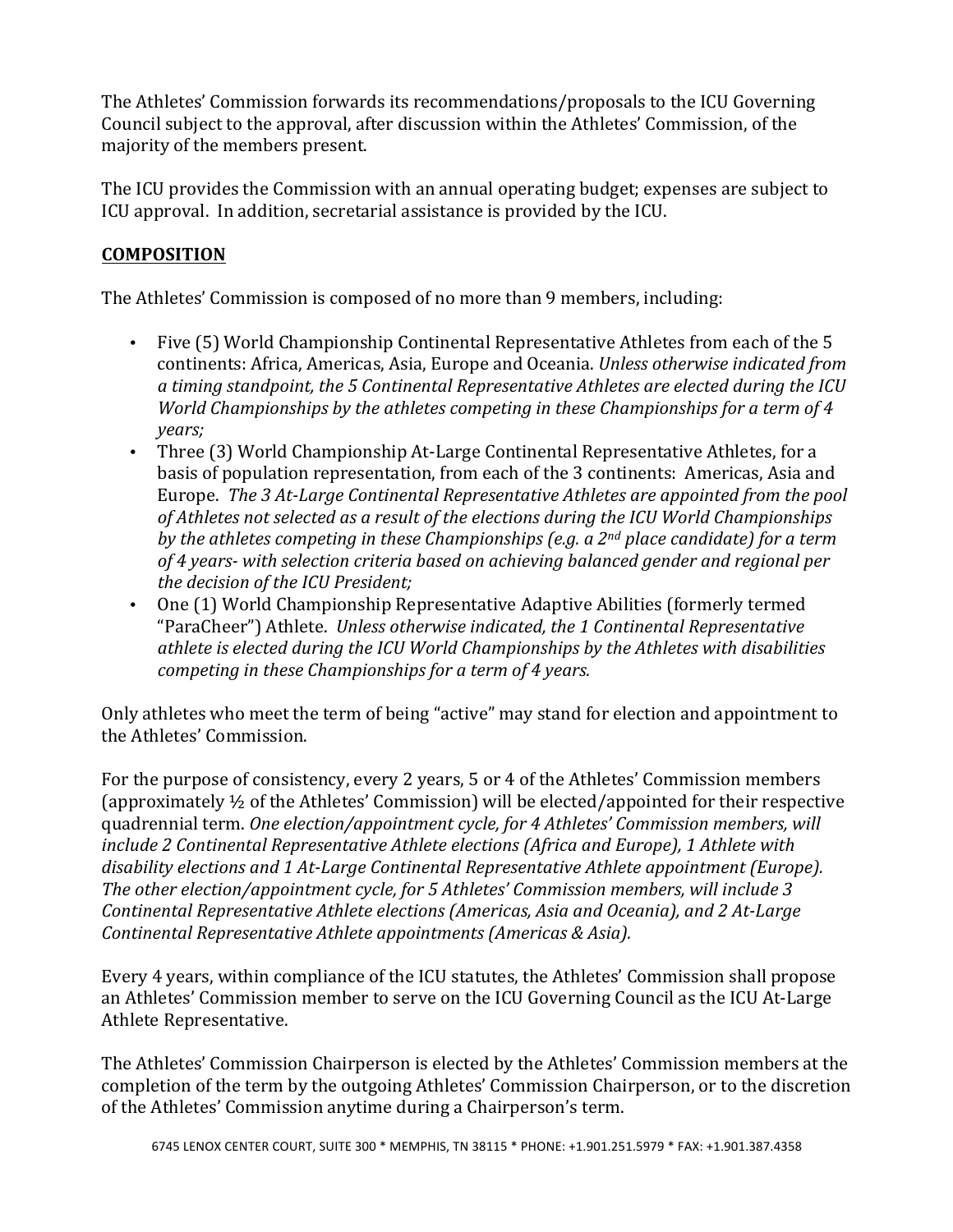The Athletes' Commission forwards its recommendations/proposals to the ICU Governing Council subject to the approval, after discussion within the Athletes' Commission, of the majority of the members present.

The ICU provides the Commission with an annual operating budget; expenses are subject to ICU approval. In addition, secretarial assistance is provided by the ICU.

## COMPOSITION

The Athletes' Commission is composed of no more than 9 members, including:

- Five (5) World Championship Continental Representative Athletes from each of the 5 continents: Africa, Americas, Asia, Europe and Oceania. *Unless otherwise indicated from a timing standpoint, the 5 Continental Representative Athletes are elected during the ICU World Championships by the athletes competing in these Championships for a term of 4 years;*
- Three (3) World Championship At-Large Continental Representative Athletes, for a basis of population representation, from each of the 3 continents: Americas, Asia and Europe. *The 3 At-Large Continental Representative Athletes are appointed from the pool of Athletes not selected as a result of the elections during the ICU World Championships by the athletes competing in these Championships (e.g. a 2nd place candidate) for a term of 4 years- with selection criteria based on achieving balanced gender and regional per the decision of the ICU President;*
- One (1) World Championship Representative Adaptive Abilities (formerly termed "ParaCheer") Athlete. *Unless otherwise indicated, the 1 Continental Representative athlete is elected during the ICU World Championships by the Athletes with disabilities competing in these Championships for a term of 4 years.*

Only athletes who meet the term of being "active" may stand for election and appointment to the Athletes' Commission.

For the purpose of consistency, every 2 years, 5 or 4 of the Athletes' Commission members (approximately ½ of the Athletes' Commission) will be elected/appointed for their respective quadrennial term. *One election/appointment cycle, for 4 Athletes' Commission members, will include 2 Continental Representative Athlete elections (Africa and Europe), 1 Athlete with disability elections and 1 At-Large Continental Representative Athlete appointment (Europe). The other election/appointment cycle, for 5 Athletes' Commission members, will include 3 Continental Representative Athlete elections (Americas, Asia and Oceania), and 2 At-Large Continental Representative Athlete appointments (Americas & Asia).*

Every 4 years, within compliance of the ICU statutes, the Athletes' Commission shall propose an Athletes' Commission member to serve on the ICU Governing Council as the ICU At-Large Athlete Representative.

The Athletes' Commission Chairperson is elected by the Athletes' Commission members at the completion of the term by the outgoing Athletes' Commission Chairperson, or to the discretion of the Athletes' Commission anytime during a Chairperson's term.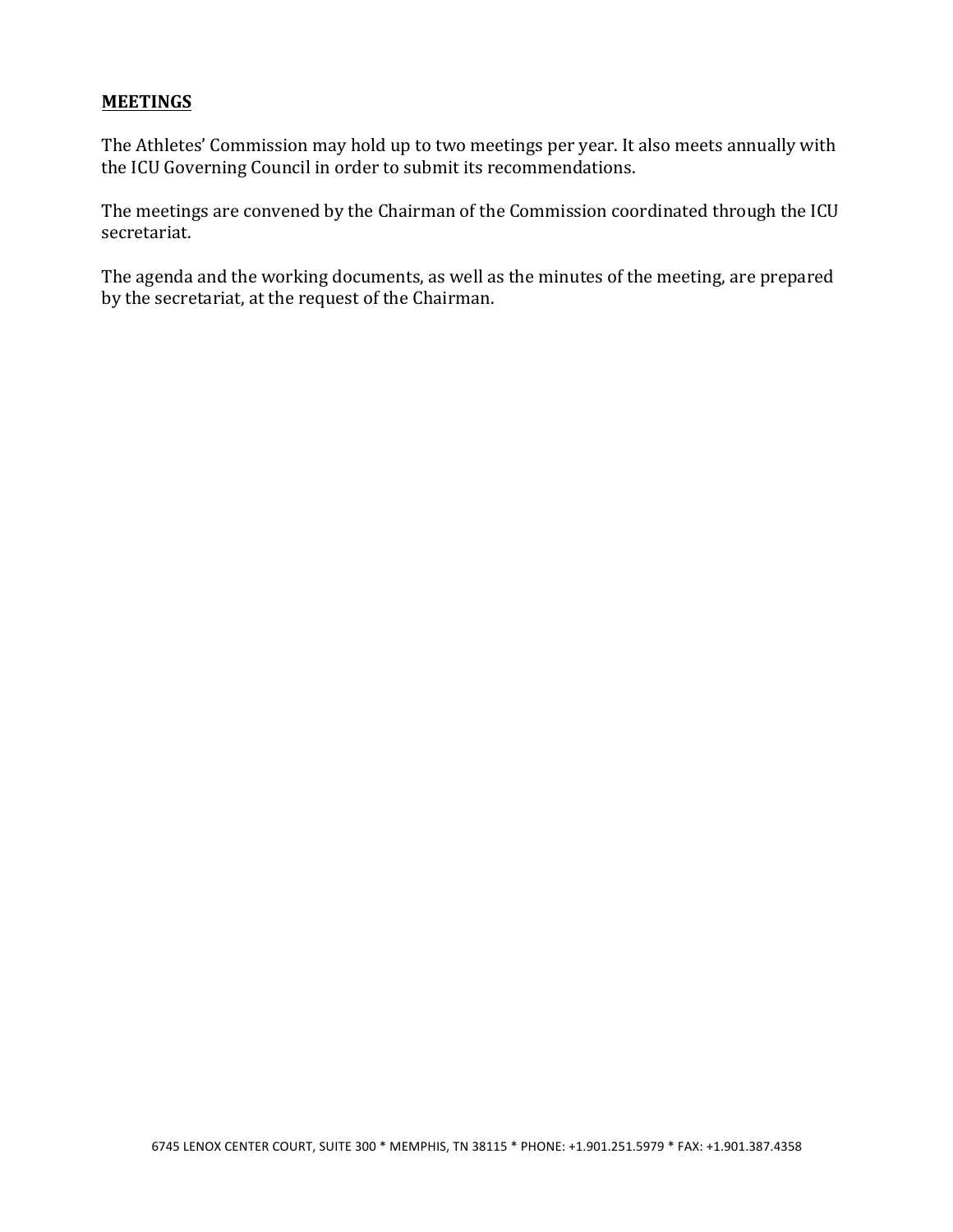**MEETINGS**

The Athletes' Commission may hold up to two meetings per year. It also meets annually with the ICU Governing Council in order to submit its recommendations.

The meetings are convened by the Chairman of the Commission coordinated through the ICU secretariat.

The agenda and the working documents, as well as the minutes of the meeting, are prepared by the secretariat, at the request of the Chairman.